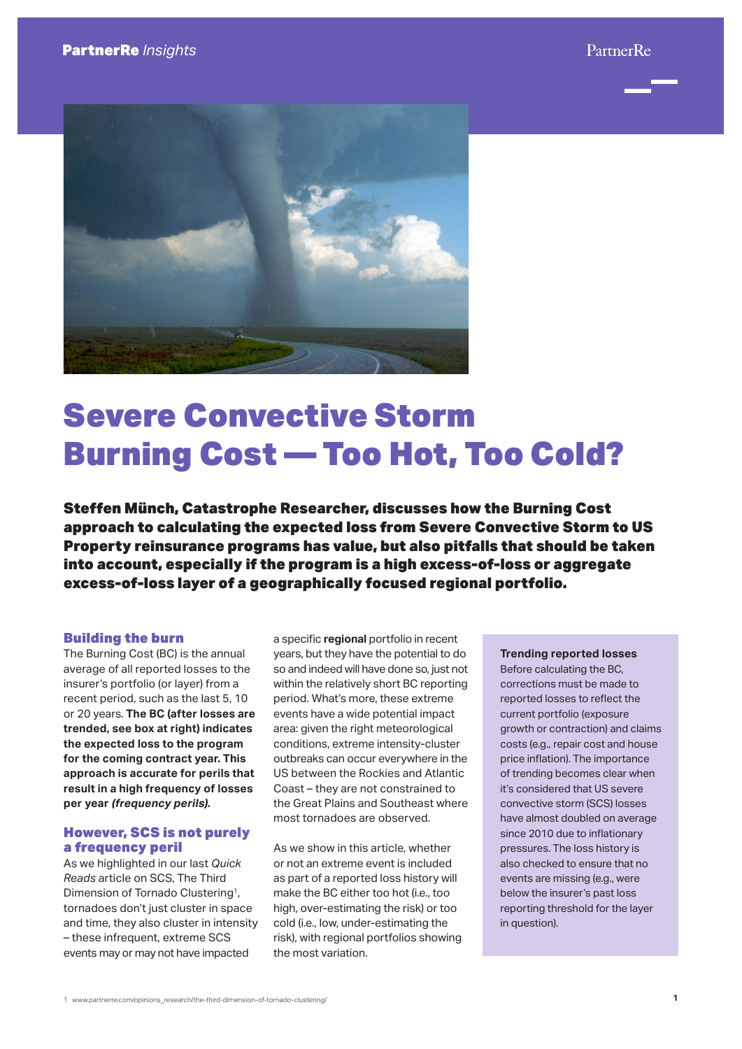# Severe Convective Storm Burning Cost — Too Hot, Too Cold?

**Steffen Münch, Catastrophe Researcher, discusses how the Burning Cost approach to calculating the expected loss from Severe Convective Storm to US Property reinsurance programs has value, but also pitfalls that should be taken into account, especially if the program is a high excess-of-loss or aggregate excess-of-loss layer of a geographically focused regional portfolio.**

## Building the burn

The Burning Cost (BC) is the annual average of all reported losses to the insurer's portfolio (or layer) from a recent period, such as the last 5, 10 or 20 years. **The BC (after losses are trended, see box at right) indicates the expected loss to the program for the coming contract year. This approach is accurate for perils that result in a high frequency of losses per year *(frequency perils)*.**

## However, SCS is not purely a frequency peril

As we highlighted in our last *Quick Reads* article on SCS, The Third Dimension of Tornado Clustering[1], tornadoes don't just cluster in space and time, they also cluster in intensity – these infrequent, extreme SCS events may or may not have impacted a specific **regional** portfolio in recent years, but they have the potential to do so and indeed will have done so, just not within the relatively short BC reporting period. What's more, these extreme events have a wide potential impact area: given the right meteorological conditions, extreme intensity-cluster outbreaks can occur everywhere in the US between the Rockies and Atlantic Coast – they are not constrained to the Great Plains and Southeast where most tornadoes are observed.

As we show in this article, whether or not an extreme event is included as part of a reported loss history will make the BC either too hot (i.e., too high, over-estimating the risk) or too cold (i.e., low, under-estimating the risk), with regional portfolios showing the most variation.

> **Trending reported losses**
>
> Before calculating the BC, corrections must be made to reported losses to reflect the current portfolio (exposure growth or contraction) and claims costs (e.g., repair cost and house price inflation). The importance of trending becomes clear when it's considered that US severe convective storm (SCS) losses have almost doubled on average since 2010 due to inflationary pressures. The loss history is also checked to ensure that no events are missing (e.g., were below the insurer's past loss reporting threshold for the layer in question).

[1] www.partnerre.com/opinions_research/the-third-dimension-of-tornado-clustering/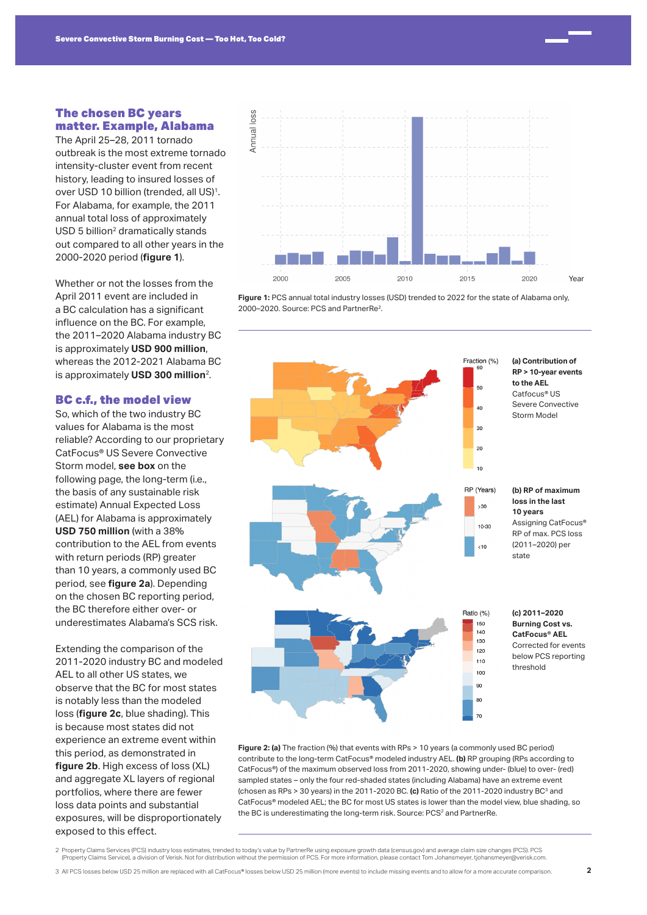## The chosen BC years matter. Example, Alabama

The April 25–28, 2011 tornado outbreak is the most extreme tornado intensity-cluster event from recent history, leading to insured losses of over USD 10 billion (trended, all US)[1]. For Alabama, for example, the 2011 annual total loss of approximately USD 5 billion[2] dramatically stands out compared to all other years in the 2000-2020 period (**figure 1**).

Whether or not the losses from the April 2011 event are included in a BC calculation has a significant influence on the BC. For example, the 2011–2020 Alabama industry BC is approximately **USD 900 million**, whereas the 2012-2021 Alabama BC is approximately **USD 300 million**[2].

## BC c.f., the model view

So, which of the two industry BC values for Alabama is the most reliable? According to our proprietary CatFocus® US Severe Convective Storm model, **see box** on the following page, the long-term (i.e., the basis of any sustainable risk estimate) Annual Expected Loss (AEL) for Alabama is approximately **USD 750 million** (with a 38% contribution to the AEL from events with return periods (RP) greater than 10 years, a commonly used BC period, see **figure 2a**). Depending on the chosen BC reporting period, the BC therefore either over- or underestimates Alabama's SCS risk.

Extending the comparison of the 2011-2020 industry BC and modeled AEL to all other US states, we observe that the BC for most states is notably less than the modeled loss (**figure 2c**, blue shading). This is because most states did not experience an extreme event within this period, as demonstrated in **figure 2b**. High excess of loss (XL) and aggregate XL layers of regional portfolios, where there are fewer loss data points and substantial exposures, will be disproportionately exposed to this effect.

**Figure 1:** PCS annual total industry losses (USD) trended to 2022 for the state of Alabama only, 2000–2020. Source: PCS and PartnerRe[2].

**Figure 2: (a)** The fraction (%) that events with RPs > 10 years (a commonly used BC period) contribute to the long-term CatFocus® modeled industry AEL. **(b)** RP grouping (RPs according to CatFocus®) of the maximum observed loss from 2011-2020, showing under- (blue) to over- (red) sampled states – only the four red-shaded states (including Alabama) have an extreme event (chosen as RPs > 30 years) in the 2011-2020 BC. **(c)** Ratio of the 2011-2020 industry BC[3] and CatFocus® modeled AEL; the BC for most US states is lower than the model view, blue shading, so the BC is underestimating the long-term risk. Source: PCS[2] and PartnerRe.

2 Property Claims Services (PCS) industry loss estimates, trended to today's value by PartnerRe using exposure growth data (census.gov) and average claim size changes (PCS). PCS (Property Claims Service), a division of Verisk. Not for distribution without the permission of PCS. For more information, please contact Tom Johansmeyer, tjohansmeyer@verisk.com.

3 All PCS losses below USD 25 million are replaced with all CatFocus® losses below USD 25 million (more events) to include missing events and to allow for a more accurate comparison.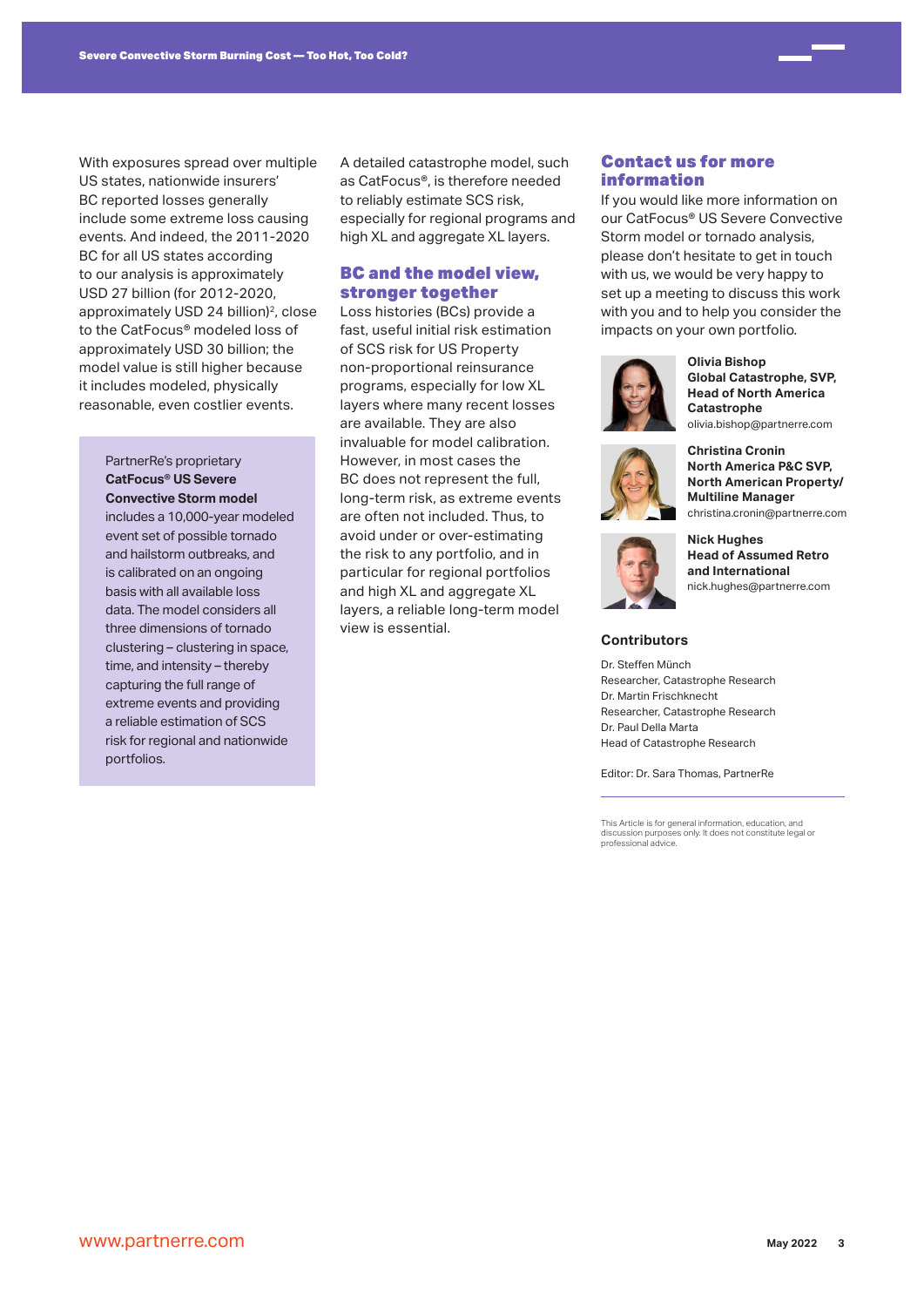With exposures spread over multiple US states, nationwide insurers' BC reported losses generally include some extreme loss causing events. And indeed, the 2011-2020 BC for all US states according to our analysis is approximately USD 27 billion (for 2012-2020, approximately USD 24 billion)[2], close to the CatFocus® modeled loss of approximately USD 30 billion; the model value is still higher because it includes modeled, physically reasonable, even costlier events.

PartnerRe's proprietary **CatFocus® US Severe Convective Storm model** includes a 10,000-year modeled event set of possible tornado and hailstorm outbreaks, and is calibrated on an ongoing basis with all available loss data. The model considers all three dimensions of tornado clustering – clustering in space, time, and intensity – thereby capturing the full range of extreme events and providing a reliable estimation of SCS risk for regional and nationwide portfolios.

A detailed catastrophe model, such as CatFocus®, is therefore needed to reliably estimate SCS risk, especially for regional programs and high XL and aggregate XL layers.

## BC and the model view, stronger together

Loss histories (BCs) provide a fast, useful initial risk estimation of SCS risk for US Property non-proportional reinsurance programs, especially for low XL layers where many recent losses are available. They are also invaluable for model calibration. However, in most cases the BC does not represent the full, long-term risk, as extreme events are often not included. Thus, to avoid under or over-estimating the risk to any portfolio, and in particular for regional portfolios and high XL and aggregate XL layers, a reliable long-term model view is essential.

## Contact us for more information

If you would like more information on our CatFocus® US Severe Convective Storm model or tornado analysis, please don't hesitate to get in touch with us, we would be very happy to set up a meeting to discuss this work with you and to help you consider the impacts on your own portfolio.

**Olivia Bishop**
**Global Catastrophe, SVP, Head of North America Catastrophe**
olivia.bishop@partnerre.com

**Christina Cronin**
**North America P&C SVP, North American Property/ Multiline Manager**
christina.cronin@partnerre.com

**Nick Hughes**
**Head of Assumed Retro and International**
nick.hughes@partnerre.com

### Contributors

Dr. Steffen Münch
Researcher, Catastrophe Research
Dr. Martin Frischknecht
Researcher, Catastrophe Research
Dr. Paul Della Marta
Head of Catastrophe Research

Editor: Dr. Sara Thomas, PartnerRe

This Article is for general information, education, and discussion purposes only. It does not constitute legal or professional advice.

www.partnerre.com

May 2022